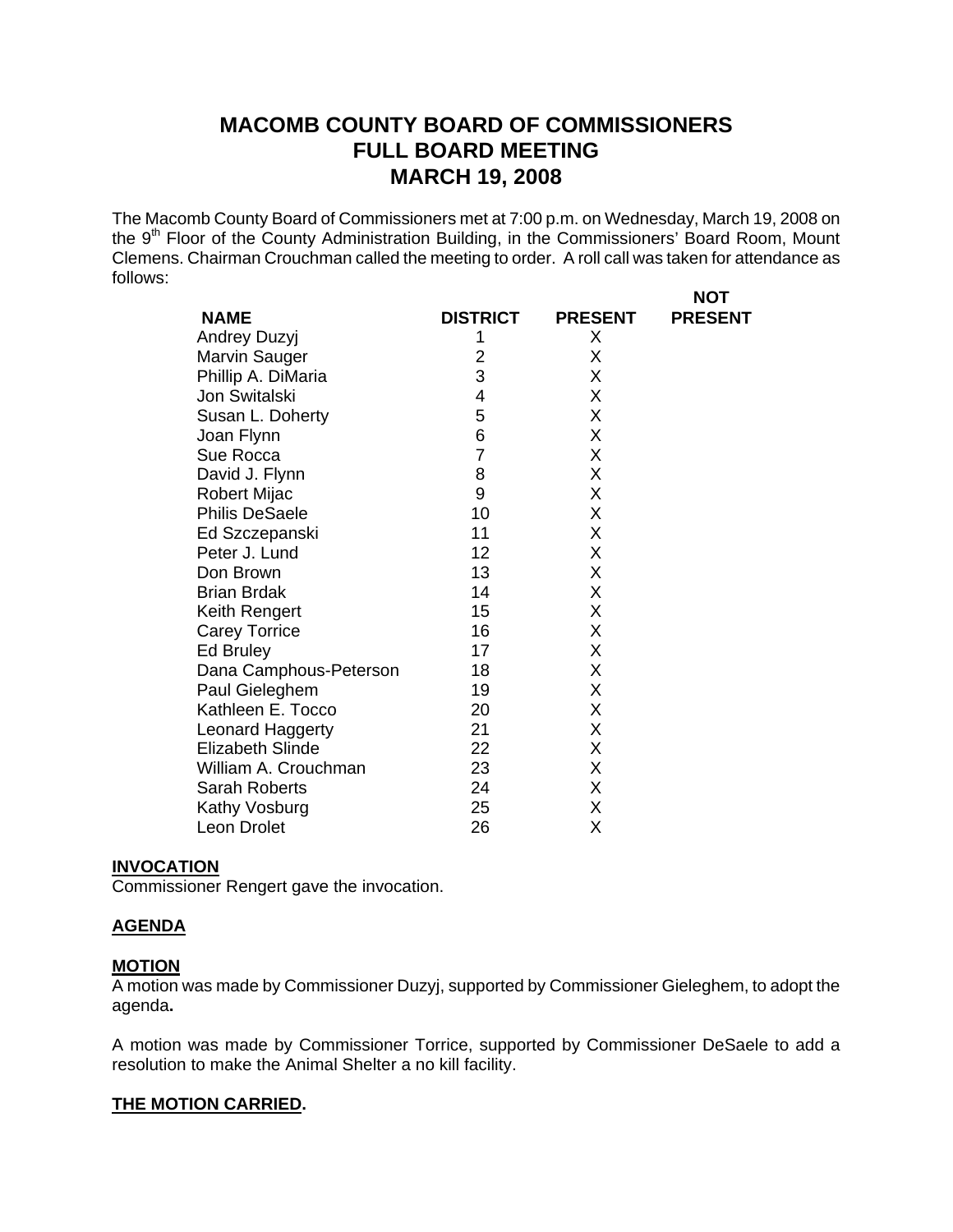# MACOMB COUNTY BOARD OF COMMISSIONERS
# FULL BOARD MEETING
# MARCH 19, 2008

The Macomb County Board of Commissioners met at 7:00 p.m. on Wednesday, March 19, 2008 on the 9th Floor of the County Administration Building, in the Commissioners' Board Room, Mount Clemens. Chairman Crouchman called the meeting to order. A roll call was taken for attendance as follows:

| NAME | DISTRICT | PRESENT | NOT PRESENT |
|---|---|---|---|
| Andrey Duzyj | 1 | X | |
| Marvin Sauger | 2 | X | |
| Phillip A. DiMaria | 3 | X | |
| Jon Switalski | 4 | X | |
| Susan L. Doherty | 5 | X | |
| Joan Flynn | 6 | X | |
| Sue Rocca | 7 | X | |
| David J. Flynn | 8 | X | |
| Robert Mijac | 9 | X | |
| Philis DeSaele | 10 | X | |
| Ed Szczepanski | 11 | X | |
| Peter J. Lund | 12 | X | |
| Don Brown | 13 | X | |
| Brian Brdak | 14 | X | |
| Keith Rengert | 15 | X | |
| Carey Torrice | 16 | X | |
| Ed Bruley | 17 | X | |
| Dana Camphous-Peterson | 18 | X | |
| Paul Gieleghem | 19 | X | |
| Kathleen E. Tocco | 20 | X | |
| Leonard Haggerty | 21 | X | |
| Elizabeth Slinde | 22 | X | |
| William A. Crouchman | 23 | X | |
| Sarah Roberts | 24 | X | |
| Kathy Vosburg | 25 | X | |
| Leon Drolet | 26 | X | |

**INVOCATION**

Commissioner Rengert gave the invocation.

**AGENDA**

**MOTION**

A motion was made by Commissioner Duzyj, supported by Commissioner Gieleghem, to adopt the agenda**.**

A motion was made by Commissioner Torrice, supported by Commissioner DeSaele to add a resolution to make the Animal Shelter a no kill facility.

**THE MOTION CARRIED.**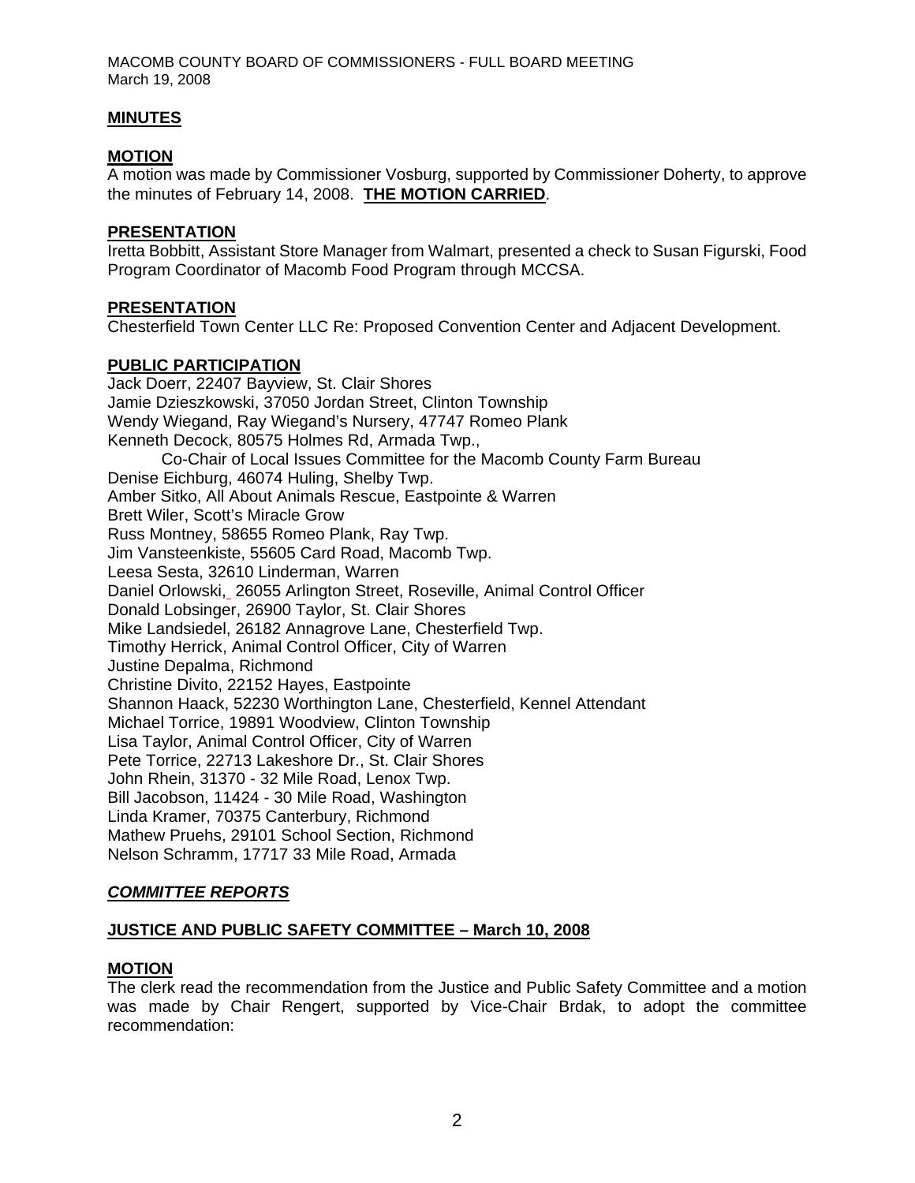**MINUTES**

**MOTION**

A motion was made by Commissioner Vosburg, supported by Commissioner Doherty, to approve the minutes of February 14, 2008. **THE MOTION CARRIED**.

**PRESENTATION**

Iretta Bobbitt, Assistant Store Manager from Walmart, presented a check to Susan Figurski, Food Program Coordinator of Macomb Food Program through MCCSA.

**PRESENTATION**

Chesterfield Town Center LLC Re: Proposed Convention Center and Adjacent Development.

**PUBLIC PARTICIPATION**

Jack Doerr, 22407 Bayview, St. Clair Shores
Jamie Dzieszkowski, 37050 Jordan Street, Clinton Township
Wendy Wiegand, Ray Wiegand's Nursery, 47747 Romeo Plank
Kenneth Decock, 80575 Holmes Rd, Armada Twp.,
Co-Chair of Local Issues Committee for the Macomb County Farm Bureau
Denise Eichburg, 46074 Huling, Shelby Twp.
Amber Sitko, All About Animals Rescue, Eastpointe & Warren
Brett Wiler, Scott's Miracle Grow
Russ Montney, 58655 Romeo Plank, Ray Twp.
Jim Vansteenkiste, 55605 Card Road, Macomb Twp.
Leesa Sesta, 32610 Linderman, Warren
Daniel Orlowski, 26055 Arlington Street, Roseville, Animal Control Officer
Donald Lobsinger, 26900 Taylor, St. Clair Shores
Mike Landsiedel, 26182 Annagrove Lane, Chesterfield Twp.
Timothy Herrick, Animal Control Officer, City of Warren
Justine Depalma, Richmond
Christine Divito, 22152 Hayes, Eastpointe
Shannon Haack, 52230 Worthington Lane, Chesterfield, Kennel Attendant
Michael Torrice, 19891 Woodview, Clinton Township
Lisa Taylor, Animal Control Officer, City of Warren
Pete Torrice, 22713 Lakeshore Dr., St. Clair Shores
John Rhein, 31370 - 32 Mile Road, Lenox Twp.
Bill Jacobson, 11424 - 30 Mile Road, Washington
Linda Kramer, 70375 Canterbury, Richmond
Mathew Pruehs, 29101 School Section, Richmond
Nelson Schramm, 17717 33 Mile Road, Armada

***COMMITTEE REPORTS***

**JUSTICE AND PUBLIC SAFETY COMMITTEE – March 10, 2008**

**MOTION**

The clerk read the recommendation from the Justice and Public Safety Committee and a motion was made by Chair Rengert, supported by Vice-Chair Brdak, to adopt the committee recommendation: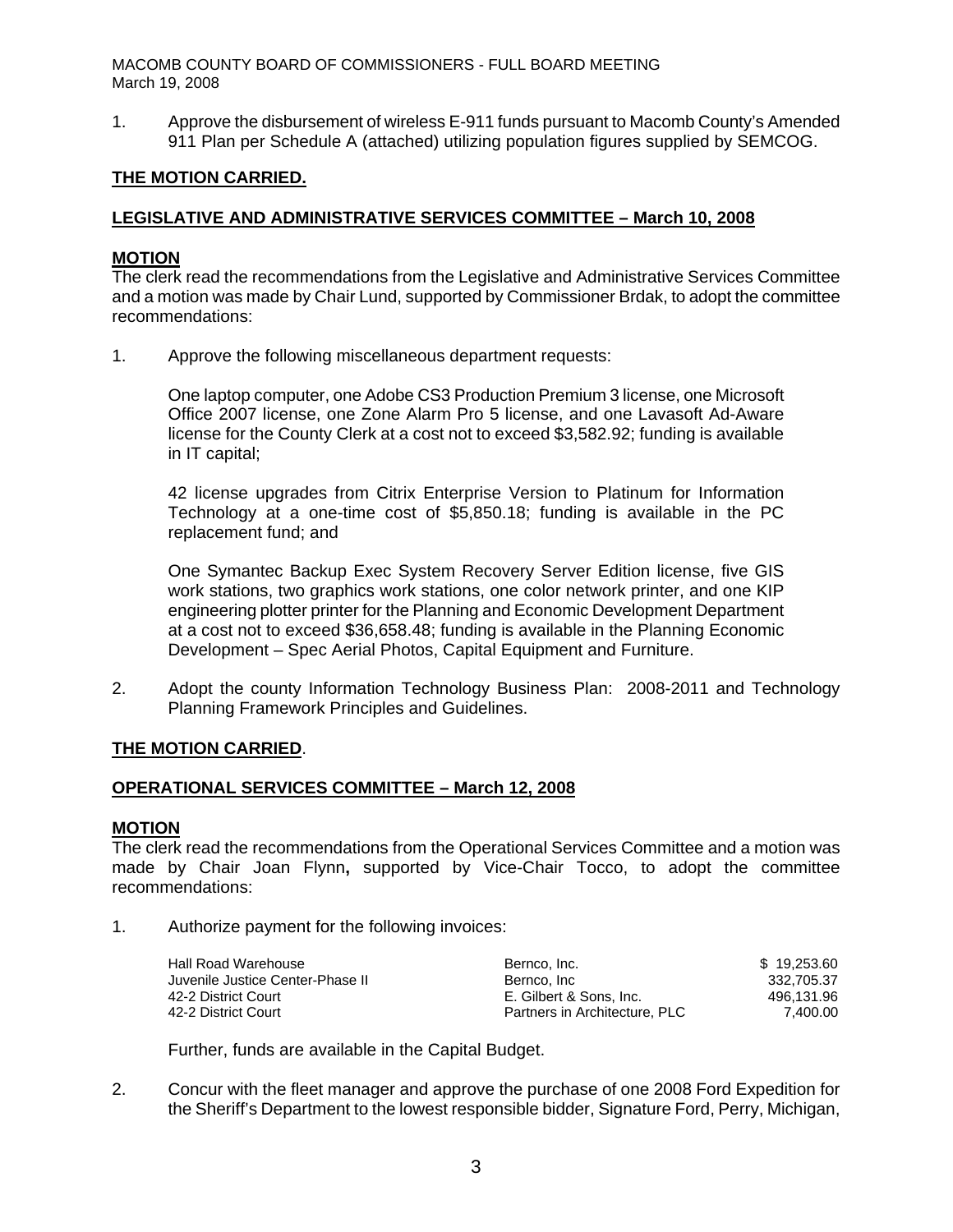1. Approve the disbursement of wireless E-911 funds pursuant to Macomb County's Amended 911 Plan per Schedule A (attached) utilizing population figures supplied by SEMCOG.

**THE MOTION CARRIED.**

**LEGISLATIVE AND ADMINISTRATIVE SERVICES COMMITTEE – March 10, 2008**

**MOTION**
The clerk read the recommendations from the Legislative and Administrative Services Committee and a motion was made by Chair Lund, supported by Commissioner Brdak, to adopt the committee recommendations:

1. Approve the following miscellaneous department requests:

   One laptop computer, one Adobe CS3 Production Premium 3 license, one Microsoft Office 2007 license, one Zone Alarm Pro 5 license, and one Lavasoft Ad-Aware license for the County Clerk at a cost not to exceed $3,582.92; funding is available in IT capital;

   42 license upgrades from Citrix Enterprise Version to Platinum for Information Technology at a one-time cost of $5,850.18; funding is available in the PC replacement fund; and

   One Symantec Backup Exec System Recovery Server Edition license, five GIS work stations, two graphics work stations, one color network printer, and one KIP engineering plotter printer for the Planning and Economic Development Department at a cost not to exceed $36,658.48; funding is available in the Planning Economic Development – Spec Aerial Photos, Capital Equipment and Furniture.

2. Adopt the county Information Technology Business Plan: 2008-2011 and Technology Planning Framework Principles and Guidelines.

**THE MOTION CARRIED**.

**OPERATIONAL SERVICES COMMITTEE – March 12, 2008**

**MOTION**
The clerk read the recommendations from the Operational Services Committee and a motion was made by Chair Joan Flynn**,** supported by Vice-Chair Tocco, to adopt the committee recommendations:

1. Authorize payment for the following invoices:

| | | |
|---|---|---|
| Hall Road Warehouse | Bernco, Inc. | $ 19,253.60 |
| Juvenile Justice Center-Phase II | Bernco, Inc | 332,705.37 |
| 42-2 District Court | E. Gilbert & Sons, Inc. | 496,131.96 |
| 42-2 District Court | Partners in Architecture, PLC | 7,400.00 |

   Further, funds are available in the Capital Budget.

2. Concur with the fleet manager and approve the purchase of one 2008 Ford Expedition for the Sheriff's Department to the lowest responsible bidder, Signature Ford, Perry, Michigan,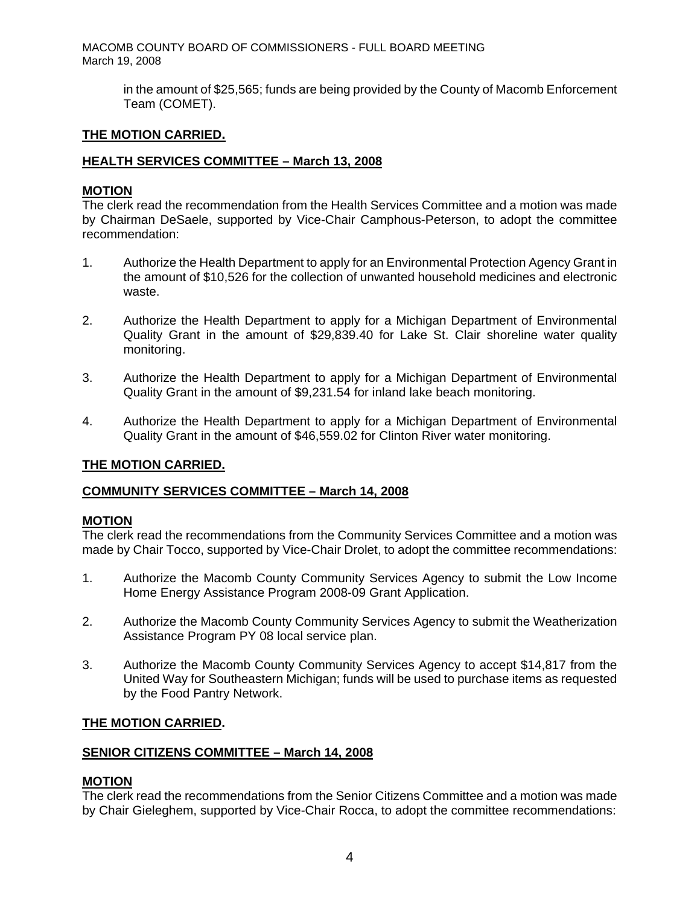in the amount of $25,565; funds are being provided by the County of Macomb Enforcement Team (COMET).

**THE MOTION CARRIED.**

**HEALTH SERVICES COMMITTEE – March 13, 2008**

**MOTION**

The clerk read the recommendation from the Health Services Committee and a motion was made by Chairman DeSaele, supported by Vice-Chair Camphous-Peterson, to adopt the committee recommendation:

1. Authorize the Health Department to apply for an Environmental Protection Agency Grant in the amount of $10,526 for the collection of unwanted household medicines and electronic waste.

2. Authorize the Health Department to apply for a Michigan Department of Environmental Quality Grant in the amount of $29,839.40 for Lake St. Clair shoreline water quality monitoring.

3. Authorize the Health Department to apply for a Michigan Department of Environmental Quality Grant in the amount of $9,231.54 for inland lake beach monitoring.

4. Authorize the Health Department to apply for a Michigan Department of Environmental Quality Grant in the amount of $46,559.02 for Clinton River water monitoring.

**THE MOTION CARRIED.**

**COMMUNITY SERVICES COMMITTEE – March 14, 2008**

**MOTION**

The clerk read the recommendations from the Community Services Committee and a motion was made by Chair Tocco, supported by Vice-Chair Drolet, to adopt the committee recommendations:

1. Authorize the Macomb County Community Services Agency to submit the Low Income Home Energy Assistance Program 2008-09 Grant Application.

2. Authorize the Macomb County Community Services Agency to submit the Weatherization Assistance Program PY 08 local service plan.

3. Authorize the Macomb County Community Services Agency to accept $14,817 from the United Way for Southeastern Michigan; funds will be used to purchase items as requested by the Food Pantry Network.

**THE MOTION CARRIED.**

**SENIOR CITIZENS COMMITTEE – March 14, 2008**

**MOTION**

The clerk read the recommendations from the Senior Citizens Committee and a motion was made by Chair Gieleghem, supported by Vice-Chair Rocca, to adopt the committee recommendations: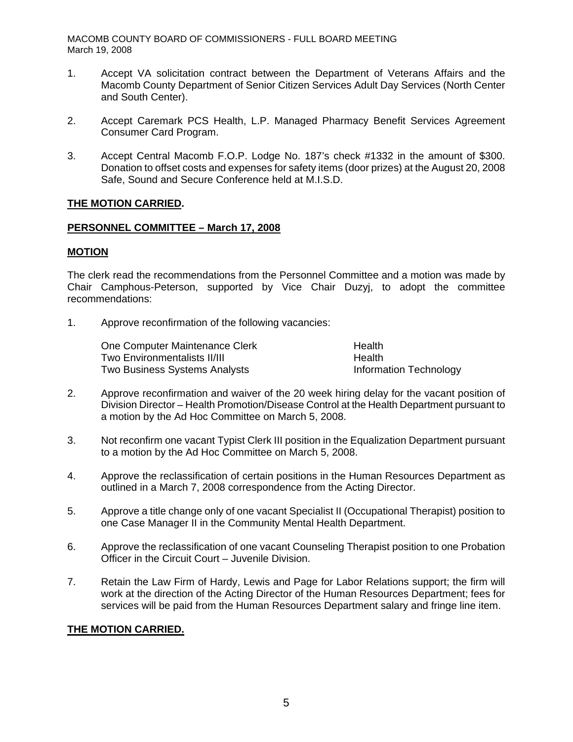1. Accept VA solicitation contract between the Department of Veterans Affairs and the Macomb County Department of Senior Citizen Services Adult Day Services (North Center and South Center).

2. Accept Caremark PCS Health, L.P. Managed Pharmacy Benefit Services Agreement Consumer Card Program.

3. Accept Central Macomb F.O.P. Lodge No. 187's check #1332 in the amount of $300. Donation to offset costs and expenses for safety items (door prizes) at the August 20, 2008 Safe, Sound and Secure Conference held at M.I.S.D.

**THE MOTION CARRIED.**

**PERSONNEL COMMITTEE – March 17, 2008**

**MOTION**

The clerk read the recommendations from the Personnel Committee and a motion was made by Chair Camphous-Peterson, supported by Vice Chair Duzyj, to adopt the committee recommendations:

1. Approve reconfirmation of the following vacancies:

| | |
|---|---|
| One Computer Maintenance Clerk | Health |
| Two Environmentalists II/III | Health |
| Two Business Systems Analysts | Information Technology |

2. Approve reconfirmation and waiver of the 20 week hiring delay for the vacant position of Division Director – Health Promotion/Disease Control at the Health Department pursuant to a motion by the Ad Hoc Committee on March 5, 2008.

3. Not reconfirm one vacant Typist Clerk III position in the Equalization Department pursuant to a motion by the Ad Hoc Committee on March 5, 2008.

4. Approve the reclassification of certain positions in the Human Resources Department as outlined in a March 7, 2008 correspondence from the Acting Director.

5. Approve a title change only of one vacant Specialist II (Occupational Therapist) position to one Case Manager II in the Community Mental Health Department.

6. Approve the reclassification of one vacant Counseling Therapist position to one Probation Officer in the Circuit Court – Juvenile Division.

7. Retain the Law Firm of Hardy, Lewis and Page for Labor Relations support; the firm will work at the direction of the Acting Director of the Human Resources Department; fees for services will be paid from the Human Resources Department salary and fringe line item.

**THE MOTION CARRIED.**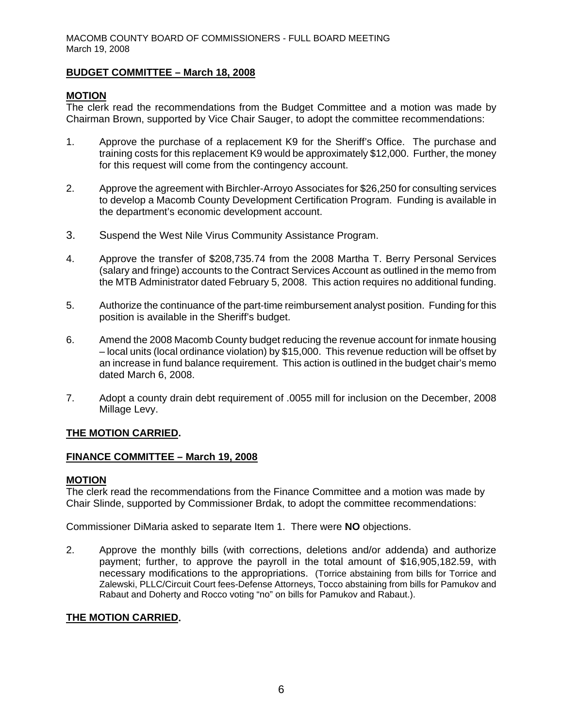**BUDGET COMMITTEE – March 18, 2008**

**MOTION**

The clerk read the recommendations from the Budget Committee and a motion was made by Chairman Brown, supported by Vice Chair Sauger, to adopt the committee recommendations:

1. Approve the purchase of a replacement K9 for the Sheriff's Office. The purchase and training costs for this replacement K9 would be approximately $12,000. Further, the money for this request will come from the contingency account.

2. Approve the agreement with Birchler-Arroyo Associates for $26,250 for consulting services to develop a Macomb County Development Certification Program. Funding is available in the department's economic development account.

3. Suspend the West Nile Virus Community Assistance Program.

4. Approve the transfer of $208,735.74 from the 2008 Martha T. Berry Personal Services (salary and fringe) accounts to the Contract Services Account as outlined in the memo from the MTB Administrator dated February 5, 2008. This action requires no additional funding.

5. Authorize the continuance of the part-time reimbursement analyst position. Funding for this position is available in the Sheriff's budget.

6. Amend the 2008 Macomb County budget reducing the revenue account for inmate housing – local units (local ordinance violation) by $15,000. This revenue reduction will be offset by an increase in fund balance requirement. This action is outlined in the budget chair's memo dated March 6, 2008.

7. Adopt a county drain debt requirement of .0055 mill for inclusion on the December, 2008 Millage Levy.

**THE MOTION CARRIED.**

**FINANCE COMMITTEE – March 19, 2008**

**MOTION**

The clerk read the recommendations from the Finance Committee and a motion was made by Chair Slinde, supported by Commissioner Brdak, to adopt the committee recommendations:

Commissioner DiMaria asked to separate Item 1. There were **NO** objections.

2. Approve the monthly bills (with corrections, deletions and/or addenda) and authorize payment; further, to approve the payroll in the total amount of $16,905,182.59, with necessary modifications to the appropriations. (Torrice abstaining from bills for Torrice and Zalewski, PLLC/Circuit Court fees-Defense Attorneys, Tocco abstaining from bills for Pamukov and Rabaut and Doherty and Rocco voting "no" on bills for Pamukov and Rabaut.).

**THE MOTION CARRIED.**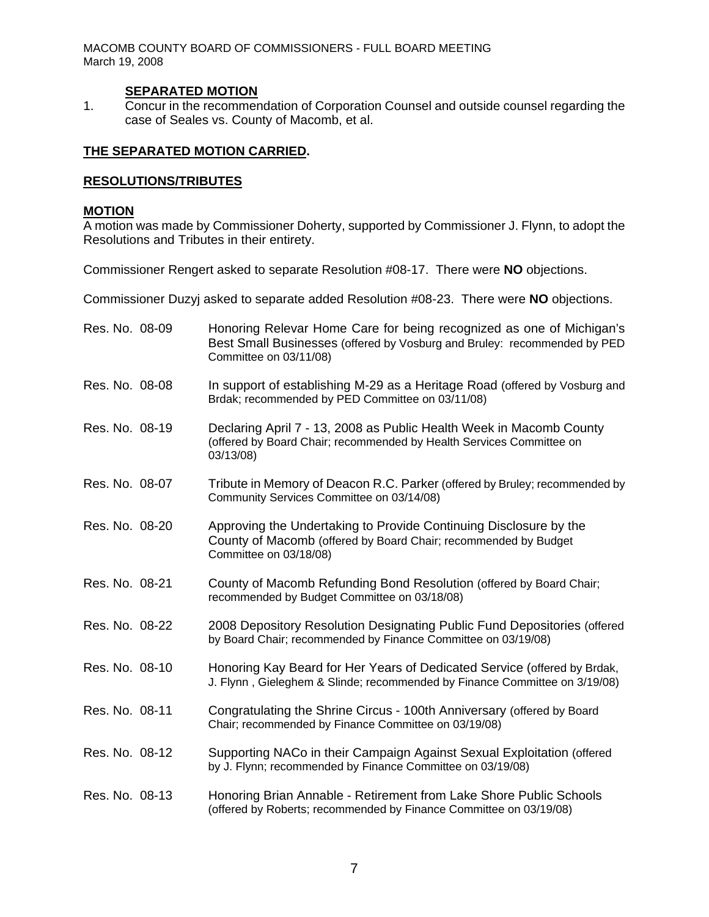**SEPARATED MOTION**

1. Concur in the recommendation of Corporation Counsel and outside counsel regarding the case of Seales vs. County of Macomb, et al.

**THE SEPARATED MOTION CARRIED.**

**RESOLUTIONS/TRIBUTES**

**MOTION**

A motion was made by Commissioner Doherty, supported by Commissioner J. Flynn, to adopt the Resolutions and Tributes in their entirety.

Commissioner Rengert asked to separate Resolution #08-17. There were **NO** objections.

Commissioner Duzyj asked to separate added Resolution #08-23. There were **NO** objections.

| | |
|---|---|
| Res. No. 08-09 | Honoring Relevar Home Care for being recognized as one of Michigan's Best Small Businesses (offered by Vosburg and Bruley: recommended by PED Committee on 03/11/08) |
| Res. No. 08-08 | In support of establishing M-29 as a Heritage Road (offered by Vosburg and Brdak; recommended by PED Committee on 03/11/08) |
| Res. No. 08-19 | Declaring April 7 - 13, 2008 as Public Health Week in Macomb County (offered by Board Chair; recommended by Health Services Committee on 03/13/08) |
| Res. No. 08-07 | Tribute in Memory of Deacon R.C. Parker (offered by Bruley; recommended by Community Services Committee on 03/14/08) |
| Res. No. 08-20 | Approving the Undertaking to Provide Continuing Disclosure by the County of Macomb (offered by Board Chair; recommended by Budget Committee on 03/18/08) |
| Res. No. 08-21 | County of Macomb Refunding Bond Resolution (offered by Board Chair; recommended by Budget Committee on 03/18/08) |
| Res. No. 08-22 | 2008 Depository Resolution Designating Public Fund Depositories (offered by Board Chair; recommended by Finance Committee on 03/19/08) |
| Res. No. 08-10 | Honoring Kay Beard for Her Years of Dedicated Service (offered by Brdak, J. Flynn , Gieleghem & Slinde; recommended by Finance Committee on 3/19/08) |
| Res. No. 08-11 | Congratulating the Shrine Circus - 100th Anniversary (offered by Board Chair; recommended by Finance Committee on 03/19/08) |
| Res. No. 08-12 | Supporting NACo in their Campaign Against Sexual Exploitation (offered by J. Flynn; recommended by Finance Committee on 03/19/08) |
| Res. No. 08-13 | Honoring Brian Annable - Retirement from Lake Shore Public Schools (offered by Roberts; recommended by Finance Committee on 03/19/08) |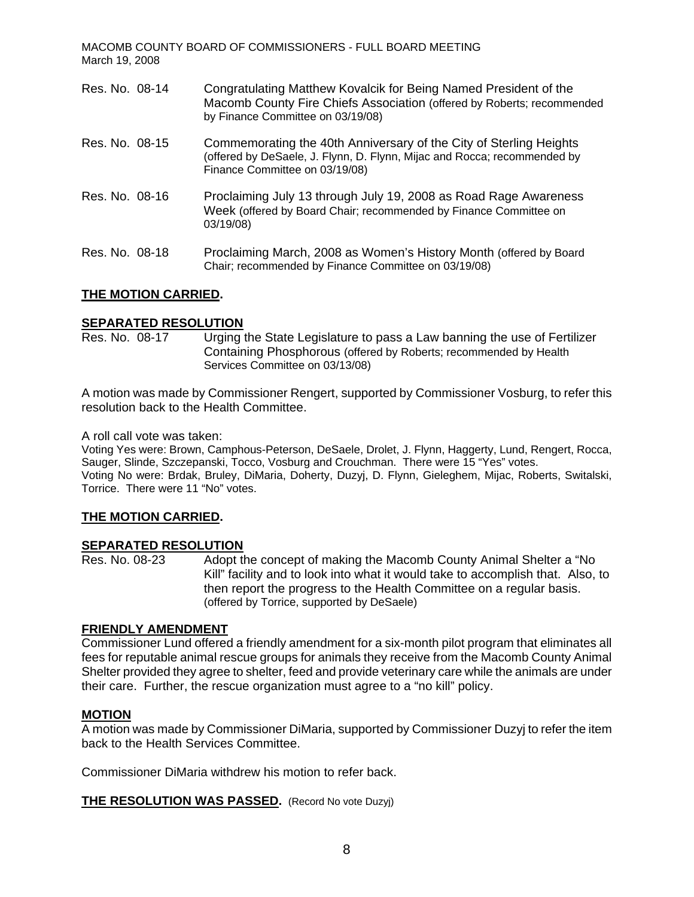Res. No. 08-14 Congratulating Matthew Kovalcik for Being Named President of the Macomb County Fire Chiefs Association (offered by Roberts; recommended by Finance Committee on 03/19/08)

Res. No. 08-15 Commemorating the 40th Anniversary of the City of Sterling Heights (offered by DeSaele, J. Flynn, D. Flynn, Mijac and Rocca; recommended by Finance Committee on 03/19/08)

Res. No. 08-16 Proclaiming July 13 through July 19, 2008 as Road Rage Awareness Week (offered by Board Chair; recommended by Finance Committee on 03/19/08)

Res. No. 08-18 Proclaiming March, 2008 as Women's History Month (offered by Board Chair; recommended by Finance Committee on 03/19/08)

**THE MOTION CARRIED.**

**SEPARATED RESOLUTION**

Res. No. 08-17 Urging the State Legislature to pass a Law banning the use of Fertilizer Containing Phosphorous (offered by Roberts; recommended by Health Services Committee on 03/13/08)

A motion was made by Commissioner Rengert, supported by Commissioner Vosburg, to refer this resolution back to the Health Committee.

A roll call vote was taken:

Voting Yes were: Brown, Camphous-Peterson, DeSaele, Drolet, J. Flynn, Haggerty, Lund, Rengert, Rocca, Sauger, Slinde, Szczepanski, Tocco, Vosburg and Crouchman. There were 15 "Yes" votes.

Voting No were: Brdak, Bruley, DiMaria, Doherty, Duzyj, D. Flynn, Gieleghem, Mijac, Roberts, Switalski, Torrice. There were 11 "No" votes.

**THE MOTION CARRIED.**

**SEPARATED RESOLUTION**

Res. No. 08-23 Adopt the concept of making the Macomb County Animal Shelter a "No Kill" facility and to look into what it would take to accomplish that. Also, to then report the progress to the Health Committee on a regular basis. (offered by Torrice, supported by DeSaele)

**FRIENDLY AMENDMENT**

Commissioner Lund offered a friendly amendment for a six-month pilot program that eliminates all fees for reputable animal rescue groups for animals they receive from the Macomb County Animal Shelter provided they agree to shelter, feed and provide veterinary care while the animals are under their care. Further, the rescue organization must agree to a "no kill" policy.

**MOTION**

A motion was made by Commissioner DiMaria, supported by Commissioner Duzyj to refer the item back to the Health Services Committee.

Commissioner DiMaria withdrew his motion to refer back.

**THE RESOLUTION WAS PASSED.** (Record No vote Duzyj)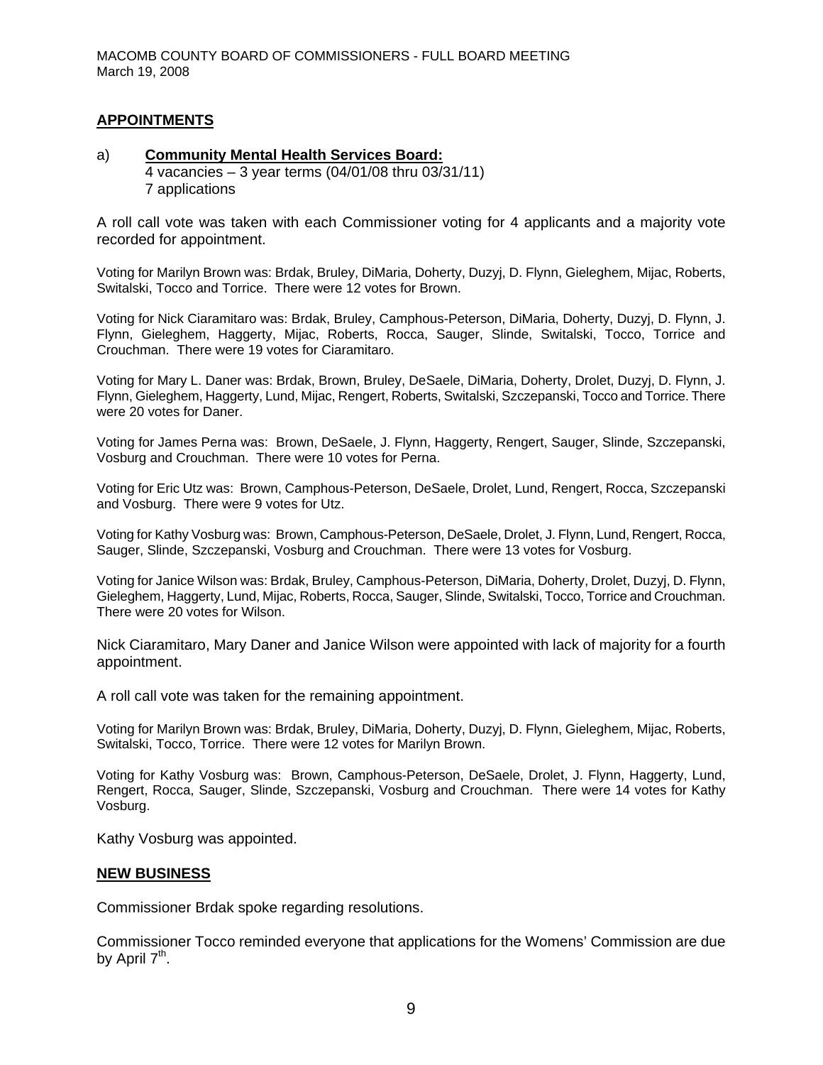## APPOINTMENTS

a) **Community Mental Health Services Board:**
4 vacancies – 3 year terms (04/01/08 thru 03/31/11)
7 applications

A roll call vote was taken with each Commissioner voting for 4 applicants and a majority vote recorded for appointment.

Voting for Marilyn Brown was: Brdak, Bruley, DiMaria, Doherty, Duzyj, D. Flynn, Gieleghem, Mijac, Roberts, Switalski, Tocco and Torrice. There were 12 votes for Brown.

Voting for Nick Ciaramitaro was: Brdak, Bruley, Camphous-Peterson, DiMaria, Doherty, Duzyj, D. Flynn, J. Flynn, Gieleghem, Haggerty, Mijac, Roberts, Rocca, Sauger, Slinde, Switalski, Tocco, Torrice and Crouchman. There were 19 votes for Ciaramitaro.

Voting for Mary L. Daner was: Brdak, Brown, Bruley, DeSaele, DiMaria, Doherty, Drolet, Duzyj, D. Flynn, J. Flynn, Gieleghem, Haggerty, Lund, Mijac, Rengert, Roberts, Switalski, Szczepanski, Tocco and Torrice. There were 20 votes for Daner.

Voting for James Perna was: Brown, DeSaele, J. Flynn, Haggerty, Rengert, Sauger, Slinde, Szczepanski, Vosburg and Crouchman. There were 10 votes for Perna.

Voting for Eric Utz was: Brown, Camphous-Peterson, DeSaele, Drolet, Lund, Rengert, Rocca, Szczepanski and Vosburg. There were 9 votes for Utz.

Voting for Kathy Vosburg was: Brown, Camphous-Peterson, DeSaele, Drolet, J. Flynn, Lund, Rengert, Rocca, Sauger, Slinde, Szczepanski, Vosburg and Crouchman. There were 13 votes for Vosburg.

Voting for Janice Wilson was: Brdak, Bruley, Camphous-Peterson, DiMaria, Doherty, Drolet, Duzyj, D. Flynn, Gieleghem, Haggerty, Lund, Mijac, Roberts, Rocca, Sauger, Slinde, Switalski, Tocco, Torrice and Crouchman. There were 20 votes for Wilson.

Nick Ciaramitaro, Mary Daner and Janice Wilson were appointed with lack of majority for a fourth appointment.

A roll call vote was taken for the remaining appointment.

Voting for Marilyn Brown was: Brdak, Bruley, DiMaria, Doherty, Duzyj, D. Flynn, Gieleghem, Mijac, Roberts, Switalski, Tocco, Torrice. There were 12 votes for Marilyn Brown.

Voting for Kathy Vosburg was: Brown, Camphous-Peterson, DeSaele, Drolet, J. Flynn, Haggerty, Lund, Rengert, Rocca, Sauger, Slinde, Szczepanski, Vosburg and Crouchman. There were 14 votes for Kathy Vosburg.

Kathy Vosburg was appointed.

## NEW BUSINESS

Commissioner Brdak spoke regarding resolutions.

Commissioner Tocco reminded everyone that applications for the Womens' Commission are due by April 7th.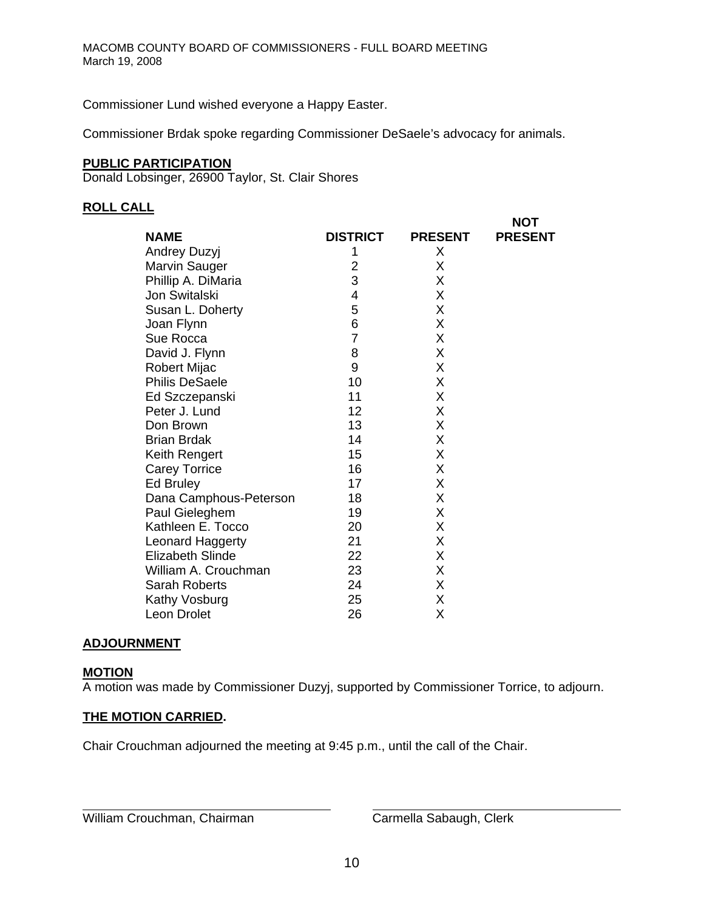Commissioner Lund wished everyone a Happy Easter.

Commissioner Brdak spoke regarding Commissioner DeSaele's advocacy for animals.

**PUBLIC PARTICIPATION**

Donald Lobsinger, 26900 Taylor, St. Clair Shores

**ROLL CALL**

| NAME | DISTRICT | PRESENT | NOT PRESENT |
|---|---|---|---|
| Andrey Duzyj | 1 | X | |
| Marvin Sauger | 2 | X | |
| Phillip A. DiMaria | 3 | X | |
| Jon Switalski | 4 | X | |
| Susan L. Doherty | 5 | X | |
| Joan Flynn | 6 | X | |
| Sue Rocca | 7 | X | |
| David J. Flynn | 8 | X | |
| Robert Mijac | 9 | X | |
| Philis DeSaele | 10 | X | |
| Ed Szczepanski | 11 | X | |
| Peter J. Lund | 12 | X | |
| Don Brown | 13 | X | |
| Brian Brdak | 14 | X | |
| Keith Rengert | 15 | X | |
| Carey Torrice | 16 | X | |
| Ed Bruley | 17 | X | |
| Dana Camphous-Peterson | 18 | X | |
| Paul Gieleghem | 19 | X | |
| Kathleen E. Tocco | 20 | X | |
| Leonard Haggerty | 21 | X | |
| Elizabeth Slinde | 22 | X | |
| William A. Crouchman | 23 | X | |
| Sarah Roberts | 24 | X | |
| Kathy Vosburg | 25 | X | |
| Leon Drolet | 26 | X | |

**ADJOURNMENT**

**MOTION**

A motion was made by Commissioner Duzyj, supported by Commissioner Torrice, to adjourn.

**THE MOTION CARRIED.**

Chair Crouchman adjourned the meeting at 9:45 p.m., until the call of the Chair.

William Crouchman, Chairman

Carmella Sabaugh, Clerk